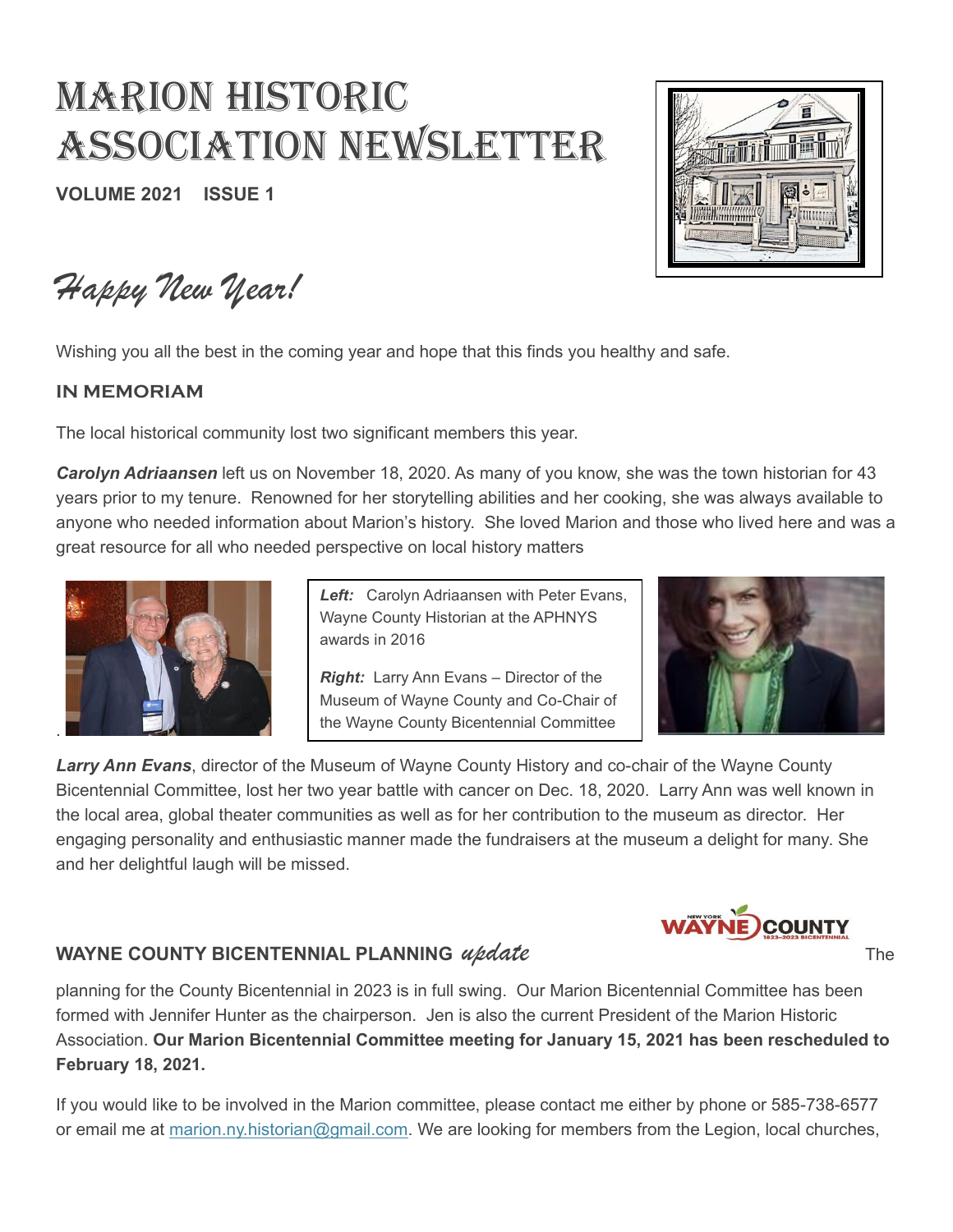# Marion Historic Association Newsletter

**VOLUME 2021 ISSUE 1**

## *Happy New Year!*

Wishing you all the best in the coming year and hope that this finds you healthy and safe.

### IN MEMORIAM

The local historical community lost two significant members this year.

***Carolyn Adriaansen*** left us on November 18, 2020. As many of you know, she was the town historian for 43 years prior to my tenure. Renowned for her storytelling abilities and her cooking, she was always available to anyone who needed information about Marion's history. She loved Marion and those who lived here and was a great resource for all who needed perspective on local history matters

***Left:*** Carolyn Adriaansen with Peter Evans, Wayne County Historian at the APHNYS awards in 2016

***Right:*** Larry Ann Evans – Director of the Museum of Wayne County and Co-Chair of the Wayne County Bicentennial Committee

***Larry Ann Evans***, director of the Museum of Wayne County History and co-chair of the Wayne County Bicentennial Committee, lost her two year battle with cancer on Dec. 18, 2020. Larry Ann was well known in the local area, global theater communities as well as for her contribution to the museum as director. Her engaging personality and enthusiastic manner made the fundraisers at the museum a delight for many. She and her delightful laugh will be missed.

### WAYNE COUNTY BICENTENNIAL PLANNING *update*

The planning for the County Bicentennial in 2023 is in full swing. Our Marion Bicentennial Committee has been formed with Jennifer Hunter as the chairperson. Jen is also the current President of the Marion Historic Association. **Our Marion Bicentennial Committee meeting for January 15, 2021 has been rescheduled to February 18, 2021.**

If you would like to be involved in the Marion committee, please contact me either by phone or 585-738-6577 or email me at marion.ny.historian@gmail.com. We are looking for members from the Legion, local churches,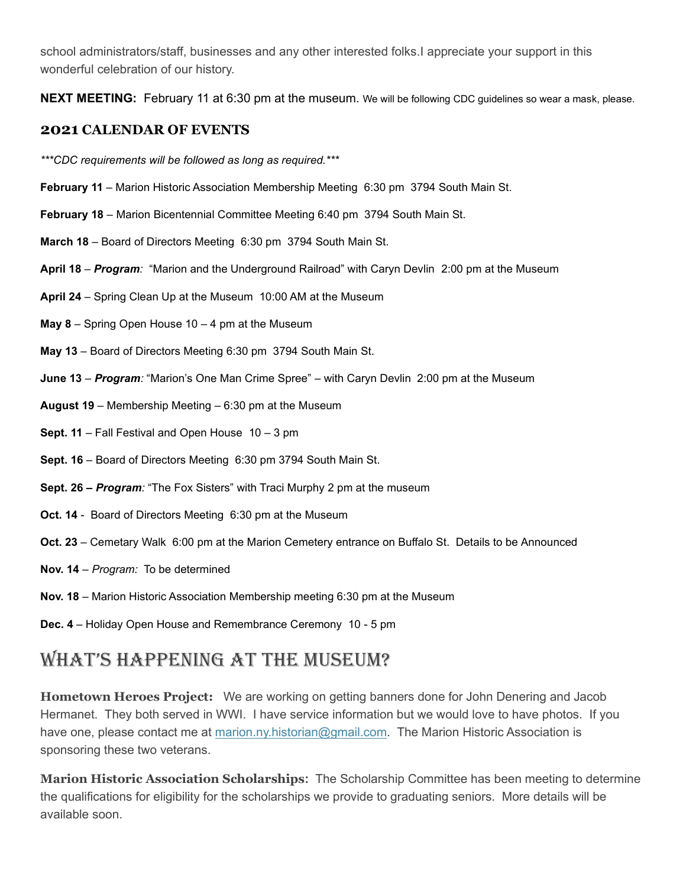school administrators/staff, businesses and any other interested folks.I appreciate your support in this wonderful celebration of our history.

**NEXT MEETING:** February 11 at 6:30 pm at the museum. We will be following CDC guidelines so wear a mask, please.

### 2021 CALENDAR OF EVENTS

****CDC requirements will be followed as long as required.****

**February 11** – Marion Historic Association Membership Meeting 6:30 pm 3794 South Main St.

**February 18** – Marion Bicentennial Committee Meeting 6:40 pm 3794 South Main St.

**March 18** – Board of Directors Meeting 6:30 pm 3794 South Main St.

**April 18** – ***Program**:* "Marion and the Underground Railroad" with Caryn Devlin 2:00 pm at the Museum

**April 24** – Spring Clean Up at the Museum 10:00 AM at the Museum

**May 8** – Spring Open House 10 – 4 pm at the Museum

**May 13** – Board of Directors Meeting 6:30 pm 3794 South Main St.

**June 13** – ***Program**:* "Marion's One Man Crime Spree" – with Caryn Devlin 2:00 pm at the Museum

**August 19** – Membership Meeting – 6:30 pm at the Museum

**Sept. 11** – Fall Festival and Open House 10 – 3 pm

**Sept. 16** – Board of Directors Meeting 6:30 pm 3794 South Main St.

**Sept. 26 – *Program**:* "The Fox Sisters" with Traci Murphy 2 pm at the museum

**Oct. 14** - Board of Directors Meeting 6:30 pm at the Museum

**Oct. 23** – Cemetary Walk 6:00 pm at the Marion Cemetery entrance on Buffalo St. Details to be Announced

**Nov. 14** – *Program:* To be determined

**Nov. 18** – Marion Historic Association Membership meeting 6:30 pm at the Museum

**Dec. 4** – Holiday Open House and Remembrance Ceremony 10 - 5 pm

## WHAT'S HAPPENING AT THE MUSEUM?

**Hometown Heroes Project:** We are working on getting banners done for John Denering and Jacob Hermanet. They both served in WWI. I have service information but we would love to have photos. If you have one, please contact me at marion.ny.historian@gmail.com. The Marion Historic Association is sponsoring these two veterans.

**Marion Historic Association Scholarships:** The Scholarship Committee has been meeting to determine the qualifications for eligibility for the scholarships we provide to graduating seniors. More details will be available soon.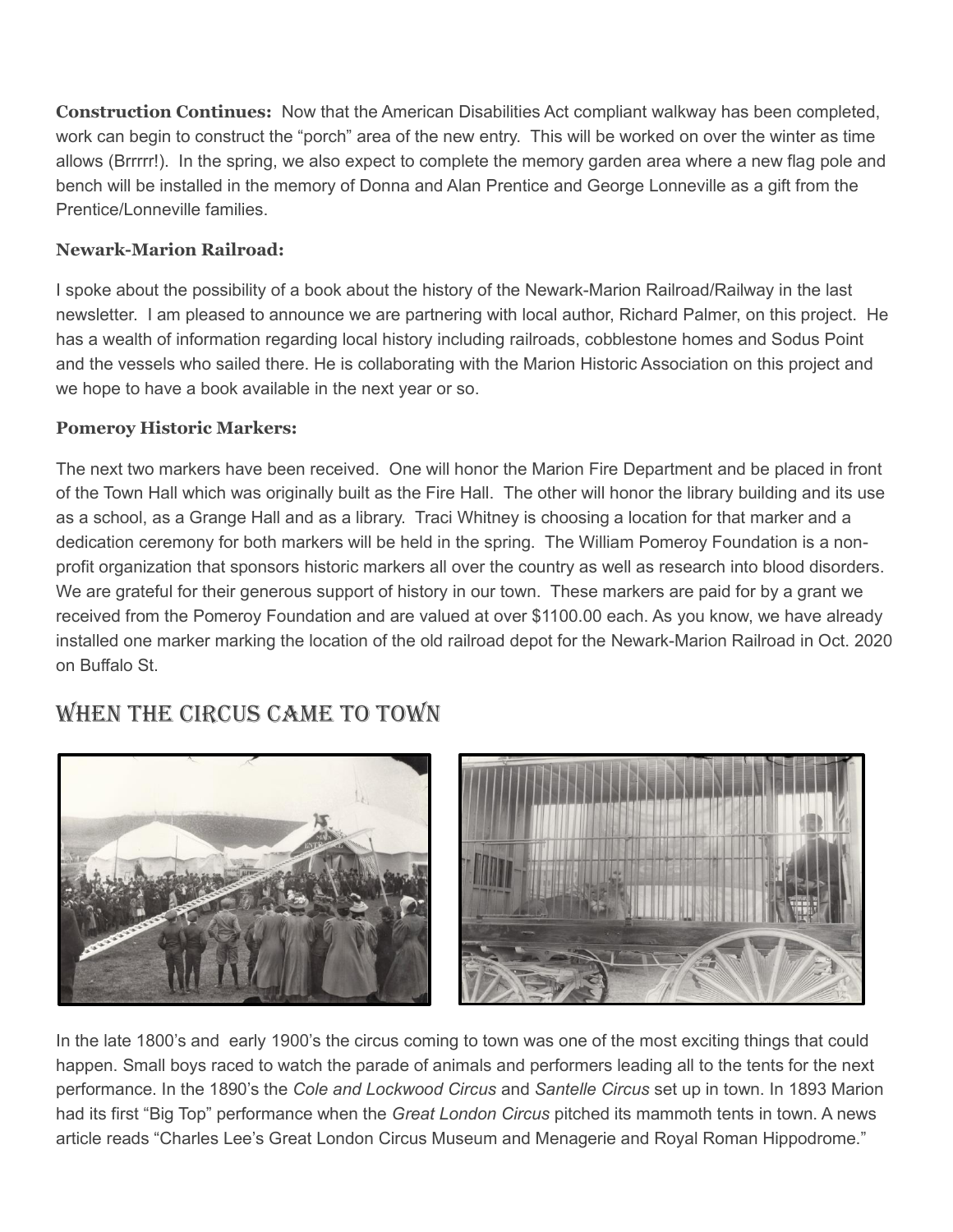**Construction Continues:** Now that the American Disabilities Act compliant walkway has been completed, work can begin to construct the "porch" area of the new entry. This will be worked on over the winter as time allows (Brrrrr!). In the spring, we also expect to complete the memory garden area where a new flag pole and bench will be installed in the memory of Donna and Alan Prentice and George Lonneville as a gift from the Prentice/Lonneville families.

**Newark-Marion Railroad:**

I spoke about the possibility of a book about the history of the Newark-Marion Railroad/Railway in the last newsletter. I am pleased to announce we are partnering with local author, Richard Palmer, on this project. He has a wealth of information regarding local history including railroads, cobblestone homes and Sodus Point and the vessels who sailed there. He is collaborating with the Marion Historic Association on this project and we hope to have a book available in the next year or so.

**Pomeroy Historic Markers:**

The next two markers have been received. One will honor the Marion Fire Department and be placed in front of the Town Hall which was originally built as the Fire Hall. The other will honor the library building and its use as a school, as a Grange Hall and as a library. Traci Whitney is choosing a location for that marker and a dedication ceremony for both markers will be held in the spring. The William Pomeroy Foundation is a non-profit organization that sponsors historic markers all over the country as well as research into blood disorders. We are grateful for their generous support of history in our town. These markers are paid for by a grant we received from the Pomeroy Foundation and are valued at over $1100.00 each. As you know, we have already installed one marker marking the location of the old railroad depot for the Newark-Marion Railroad in Oct. 2020 on Buffalo St.

## When the Circus Came to Town

In the late 1800's and early 1900's the circus coming to town was one of the most exciting things that could happen. Small boys raced to watch the parade of animals and performers leading all to the tents for the next performance. In the 1890's the *Cole and Lockwood Circus* and *Santelle Circus* set up in town. In 1893 Marion had its first "Big Top" performance when the *Great London Circus* pitched its mammoth tents in town. A news article reads "Charles Lee's Great London Circus Museum and Menagerie and Royal Roman Hippodrome."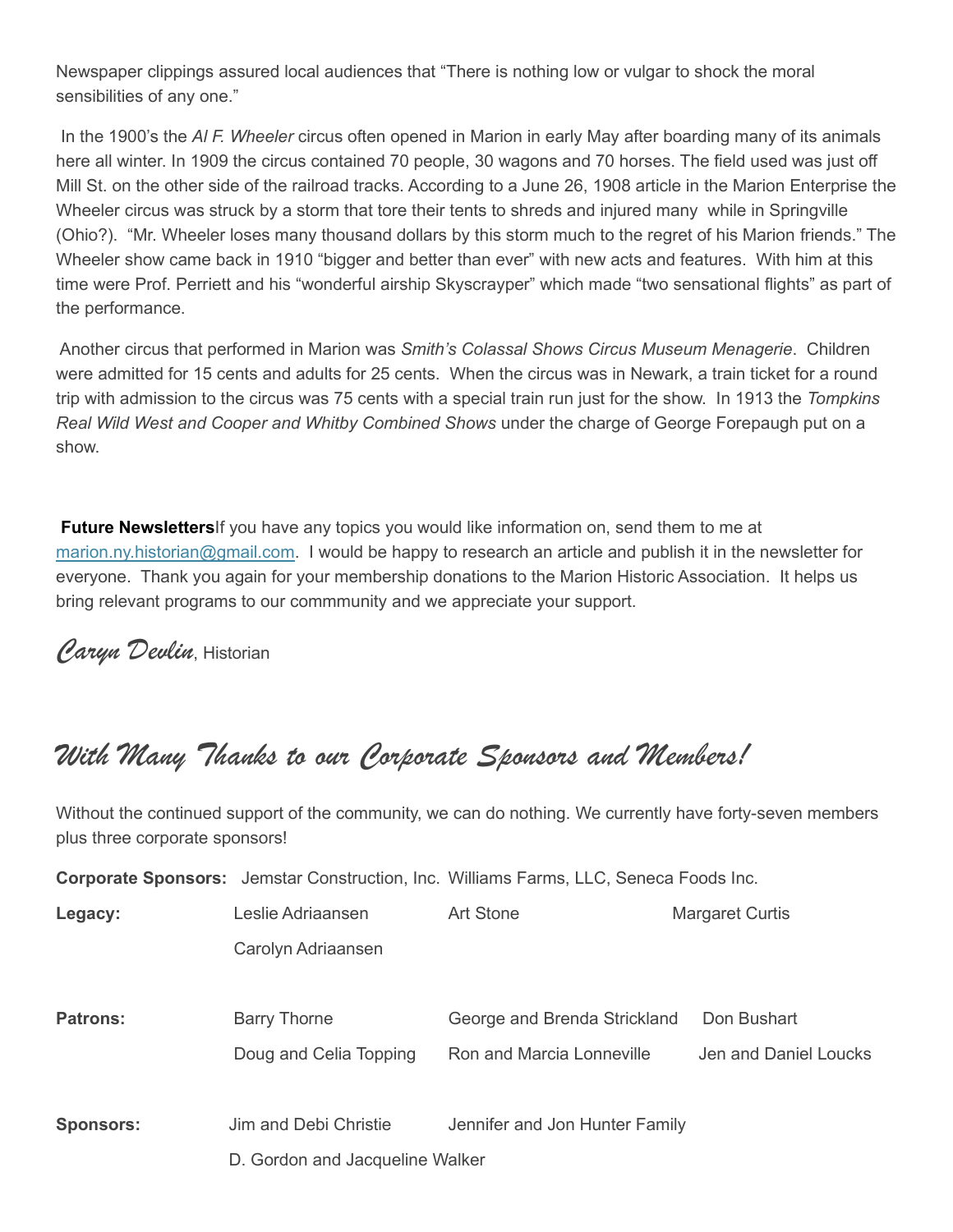Newspaper clippings assured local audiences that "There is nothing low or vulgar to shock the moral sensibilities of any one."

In the 1900's the *Al F. Wheeler* circus often opened in Marion in early May after boarding many of its animals here all winter. In 1909 the circus contained 70 people, 30 wagons and 70 horses. The field used was just off Mill St. on the other side of the railroad tracks. According to a June 26, 1908 article in the Marion Enterprise the Wheeler circus was struck by a storm that tore their tents to shreds and injured many while in Springville (Ohio?). "Mr. Wheeler loses many thousand dollars by this storm much to the regret of his Marion friends." The Wheeler show came back in 1910 "bigger and better than ever" with new acts and features. With him at this time were Prof. Perriett and his "wonderful airship Skyscrayper" which made "two sensational flights" as part of the performance.

Another circus that performed in Marion was *Smith's Colassal Shows Circus Museum Menagerie*. Children were admitted for 15 cents and adults for 25 cents. When the circus was in Newark, a train ticket for a round trip with admission to the circus was 75 cents with a special train run just for the show. In 1913 the *Tompkins Real Wild West and Cooper and Whitby Combined Shows* under the charge of George Forepaugh put on a show.

**Future Newsletters**If you have any topics you would like information on, send them to me at marion.ny.historian@gmail.com. I would be happy to research an article and publish it in the newsletter for everyone. Thank you again for your membership donations to the Marion Historic Association. It helps us bring relevant programs to our commmunity and we appreciate your support.

*Caryn Devlin*, Historian

## *With Many Thanks to our Corporate Sponsors and Members!*

Without the continued support of the community, we can do nothing. We currently have forty-seven members plus three corporate sponsors!

**Corporate Sponsors:** Jemstar Construction, Inc. Williams Farms, LLC, Seneca Foods Inc.

| | | | |
|---|---|---|---|
| **Legacy:** | Leslie Adriaansen | Art Stone | Margaret Curtis |
| | Carolyn Adriaansen | | |
| **Patrons:** | Barry Thorne | George and Brenda Strickland | Don Bushart |
| | Doug and Celia Topping | Ron and Marcia Lonneville | Jen and Daniel Loucks |
| **Sponsors:** | Jim and Debi Christie | Jennifer and Jon Hunter Family | |
| | D. Gordon and Jacqueline Walker | | |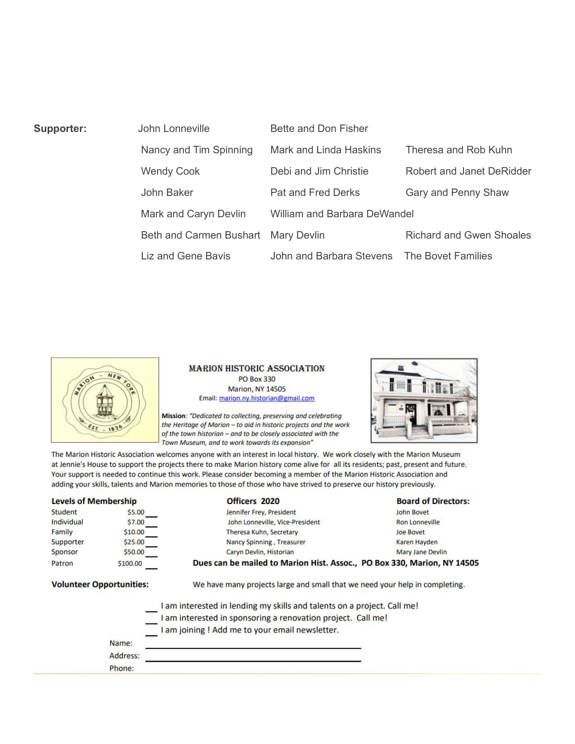**Supporter:**

| | | |
|---|---|---|
| John Lonneville | Bette and Don Fisher | |
| Nancy and Tim Spinning | Mark and Linda Haskins | Theresa and Rob Kuhn |
| Wendy Cook | Debi and Jim Christie | Robert and Janet DeRidder |
| John Baker | Pat and Fred Derks | Gary and Penny Shaw |
| Mark and Caryn Devlin | William and Barbara DeWandel | |
| Beth and Carmen Bushart | Mary Devlin | Richard and Gwen Shoales |
| Liz and Gene Bavis | John and Barbara Stevens | The Bovet Families |

## MARION HISTORIC ASSOCIATION

PO Box 330
Marion, NY 14505
Email: marion.ny.historian@gmail.com

**Mission**: *"Dedicated to collecting, preserving and celebrating the Heritage of Marion – to aid in historic projects and the work of the town historian – and to be closely associated with the Town Museum, and to work towards its expansion"*

The Marion Historic Association welcomes anyone with an interest in local history. We work closely with the Marion Museum at Jennie's House to support the projects there to make Marion history come alive for all its residents; past, present and future. Your support is needed to continue this work. Please consider becoming a member of the Marion Historic Association and adding your skills, talents and Marion memories to those of those who have strived to preserve our history previously.

**Levels of Membership**

| | | |
|---|---|---|
| Student | $5.00 | ___ |
| Individual | $7.00 | ___ |
| Family | $10.00 | ___ |
| Supporter | $25.00 | ___ |
| Sponsor | $50.00 | ___ |
| Patron | $100.00 | ___ |

**Officers 2020**

- Jennifer Frey, President
- John Lonneville, Vice-President
- Theresa Kuhn, Secretary
- Nancy Spinning , Treasurer
- Caryn Devlin, Historian

**Board of Directors:**

- John Bovet
- Ron Lonneville
- Joe Bovet
- Karen Hayden
- Mary Jane Devlin

**Dues can be mailed to Marion Hist. Assoc., PO Box 330, Marion, NY 14505**

**Volunteer Opportunities:** We have many projects large and small that we need your help in completing.

___ I am interested in lending my skills and talents on a project. Call me!
___ I am interested in sponsoring a renovation project. Call me!
___ I am joining ! Add me to your email newsletter.

Name: ______________________________

Address: ______________________________

Phone: